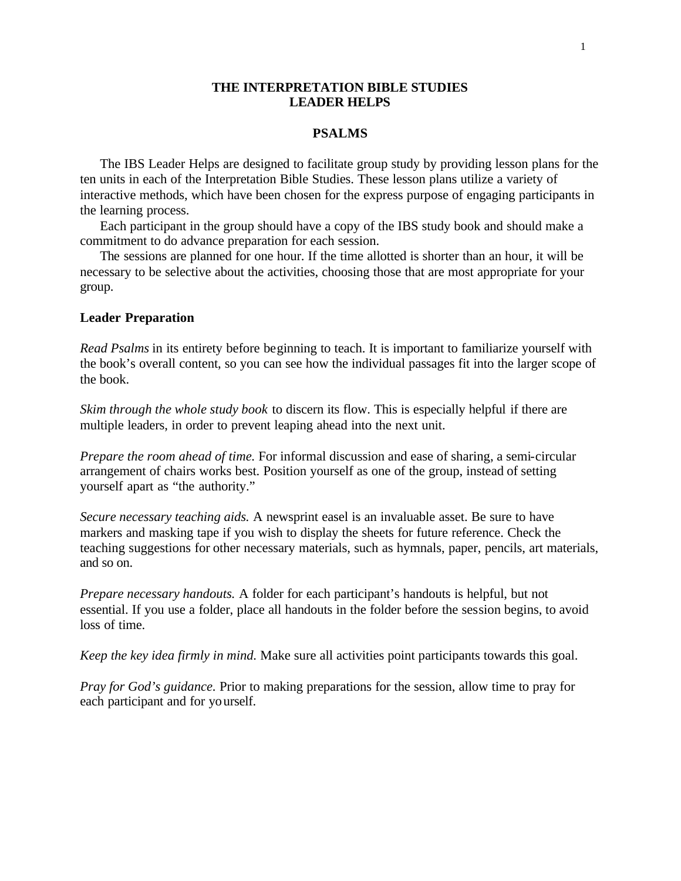# THE INTERPRETATION BIBLE STUDIES
# LEADER HELPS

## PSALMS

The IBS Leader Helps are designed to facilitate group study by providing lesson plans for the ten units in each of the Interpretation Bible Studies. These lesson plans utilize a variety of interactive methods, which have been chosen for the express purpose of engaging participants in the learning process.

Each participant in the group should have a copy of the IBS study book and should make a commitment to do advance preparation for each session.

The sessions are planned for one hour. If the time allotted is shorter than an hour, it will be necessary to be selective about the activities, choosing those that are most appropriate for your group.

### Leader Preparation

*Read Psalms* in its entirety before beginning to teach. It is important to familiarize yourself with the book's overall content, so you can see how the individual passages fit into the larger scope of the book.

*Skim through the whole study book* to discern its flow. This is especially helpful if there are multiple leaders, in order to prevent leaping ahead into the next unit.

*Prepare the room ahead of time.* For informal discussion and ease of sharing, a semi-circular arrangement of chairs works best. Position yourself as one of the group, instead of setting yourself apart as "the authority."

*Secure necessary teaching aids.* A newsprint easel is an invaluable asset. Be sure to have markers and masking tape if you wish to display the sheets for future reference. Check the teaching suggestions for other necessary materials, such as hymnals, paper, pencils, art materials, and so on.

*Prepare necessary handouts.* A folder for each participant's handouts is helpful, but not essential. If you use a folder, place all handouts in the folder before the session begins, to avoid loss of time.

*Keep the key idea firmly in mind.* Make sure all activities point participants towards this goal.

*Pray for God's guidance.* Prior to making preparations for the session, allow time to pray for each participant and for yourself.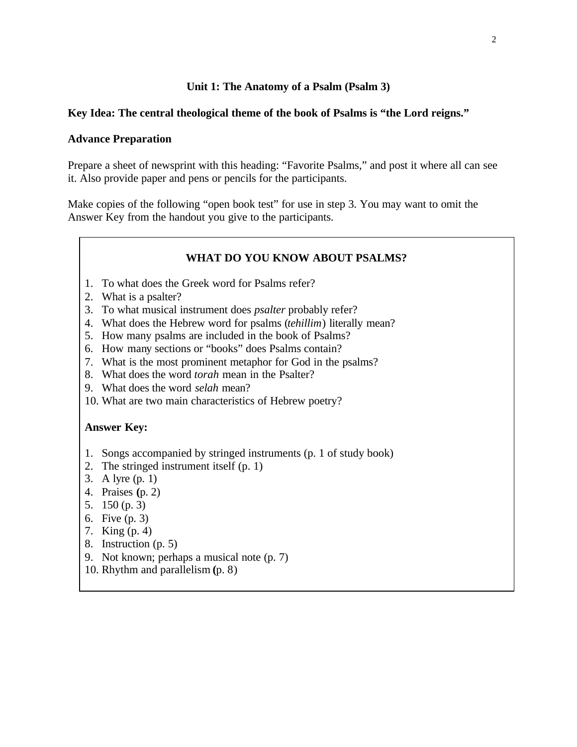## Unit 1: The Anatomy of a Psalm (Psalm 3)

**Key Idea: The central theological theme of the book of Psalms is "the Lord reigns."**

**Advance Preparation**

Prepare a sheet of newsprint with this heading: "Favorite Psalms," and post it where all can see it. Also provide paper and pens or pencils for the participants.

Make copies of the following "open book test" for use in step 3. You may want to omit the Answer Key from the handout you give to the participants.

### WHAT DO YOU KNOW ABOUT PSALMS?

1. To what does the Greek word for Psalms refer?
2. What is a psalter?
3. To what musical instrument does *psalter* probably refer?
4. What does the Hebrew word for psalms (*tehillim*) literally mean?
5. How many psalms are included in the book of Psalms?
6. How many sections or "books" does Psalms contain?
7. What is the most prominent metaphor for God in the psalms?
8. What does the word *torah* mean in the Psalter?
9. What does the word *selah* mean?
10. What are two main characteristics of Hebrew poetry?

**Answer Key:**

1. Songs accompanied by stringed instruments (p. 1 of study book)
2. The stringed instrument itself (p. 1)
3. A lyre (p. 1)
4. Praises (p. 2)
5. 150 (p. 3)
6. Five (p. 3)
7. King (p. 4)
8. Instruction (p. 5)
9. Not known; perhaps a musical note (p. 7)
10. Rhythm and parallelism (p. 8)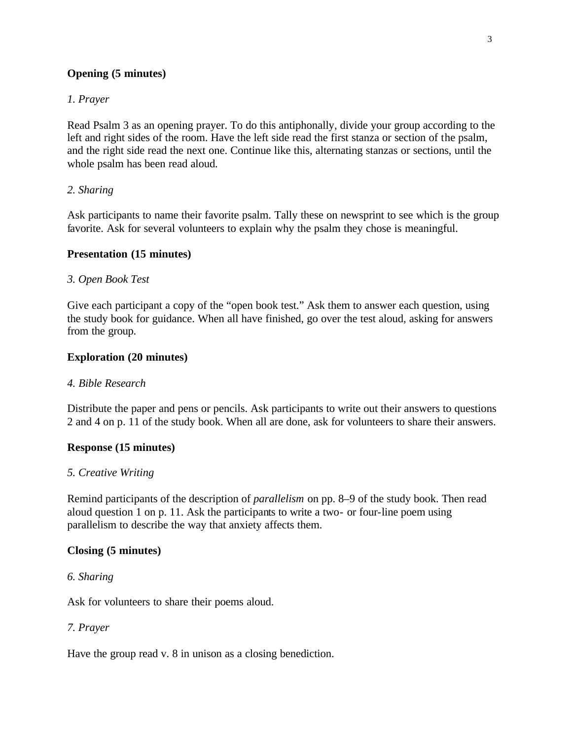**Opening (5 minutes)**

*1. Prayer*

Read Psalm 3 as an opening prayer. To do this antiphonally, divide your group according to the left and right sides of the room. Have the left side read the first stanza or section of the psalm, and the right side read the next one. Continue like this, alternating stanzas or sections, until the whole psalm has been read aloud.

*2. Sharing*

Ask participants to name their favorite psalm. Tally these on newsprint to see which is the group favorite. Ask for several volunteers to explain why the psalm they chose is meaningful.

**Presentation (15 minutes)**

*3. Open Book Test*

Give each participant a copy of the "open book test." Ask them to answer each question, using the study book for guidance. When all have finished, go over the test aloud, asking for answers from the group.

**Exploration (20 minutes)**

*4. Bible Research*

Distribute the paper and pens or pencils. Ask participants to write out their answers to questions 2 and 4 on p. 11 of the study book. When all are done, ask for volunteers to share their answers.

**Response (15 minutes)**

*5. Creative Writing*

Remind participants of the description of *parallelism* on pp. 8–9 of the study book. Then read aloud question 1 on p. 11. Ask the participants to write a two- or four-line poem using parallelism to describe the way that anxiety affects them.

**Closing (5 minutes)**

*6. Sharing*

Ask for volunteers to share their poems aloud.

*7. Prayer*

Have the group read v. 8 in unison as a closing benediction.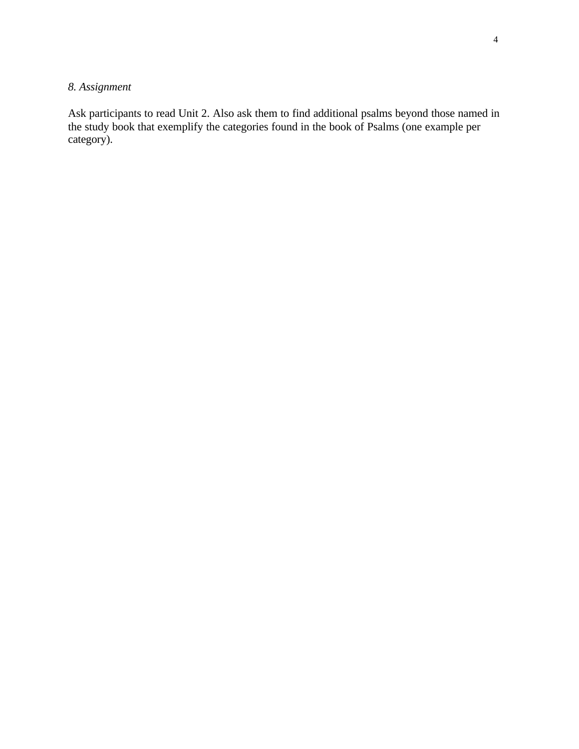*8. Assignment*

Ask participants to read Unit 2. Also ask them to find additional psalms beyond those named in the study book that exemplify the categories found in the book of Psalms (one example per category).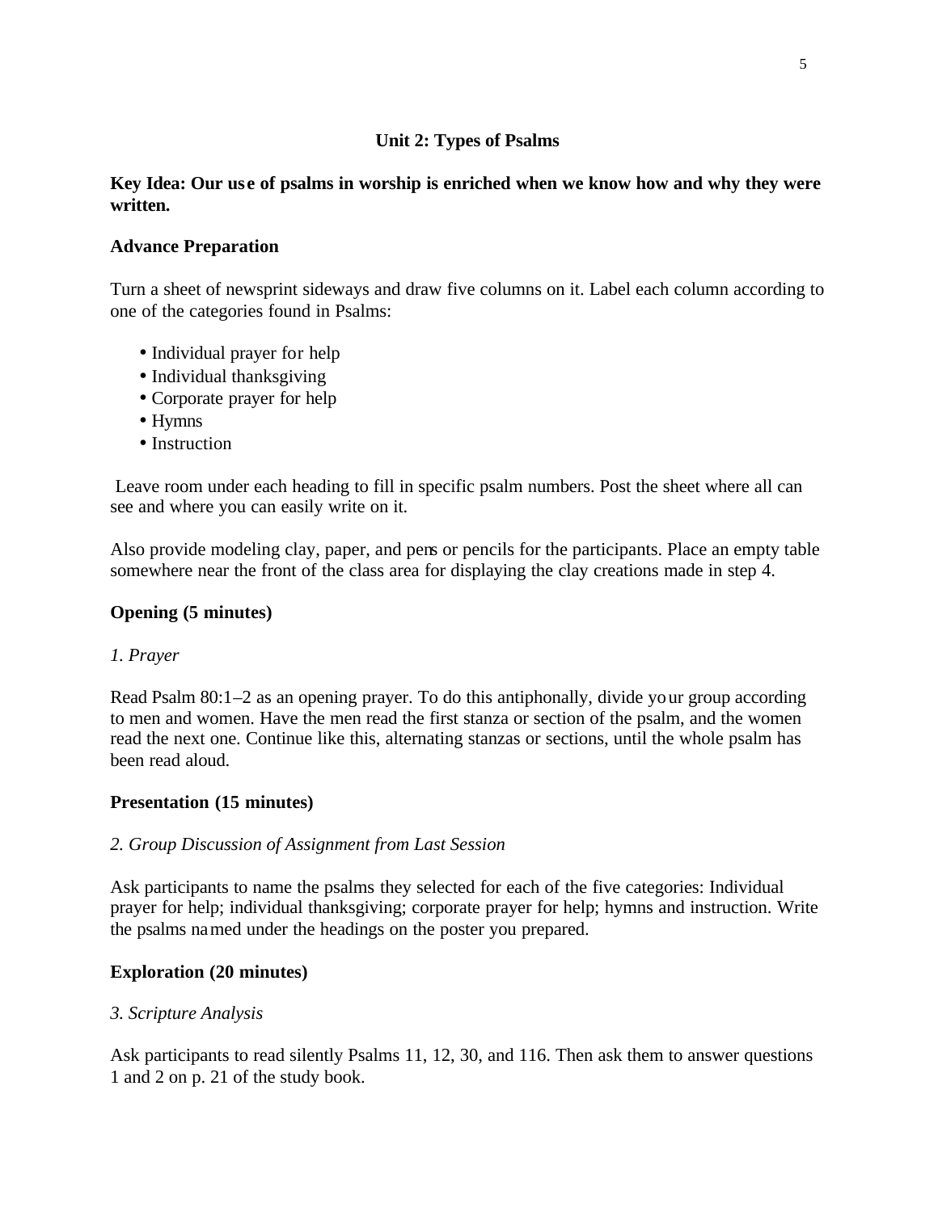## Unit 2: Types of Psalms

**Key Idea: Our use of psalms in worship is enriched when we know how and why they were written.**

### Advance Preparation

Turn a sheet of newsprint sideways and draw five columns on it. Label each column according to one of the categories found in Psalms:

- Individual prayer for help
- Individual thanksgiving
- Corporate prayer for help
- Hymns
- Instruction

Leave room under each heading to fill in specific psalm numbers. Post the sheet where all can see and where you can easily write on it.

Also provide modeling clay, paper, and pens or pencils for the participants. Place an empty table somewhere near the front of the class area for displaying the clay creations made in step 4.

### Opening (5 minutes)

*1. Prayer*

Read Psalm 80:1–2 as an opening prayer. To do this antiphonally, divide your group according to men and women. Have the men read the first stanza or section of the psalm, and the women read the next one. Continue like this, alternating stanzas or sections, until the whole psalm has been read aloud.

### Presentation (15 minutes)

*2. Group Discussion of Assignment from Last Session*

Ask participants to name the psalms they selected for each of the five categories: Individual prayer for help; individual thanksgiving; corporate prayer for help; hymns and instruction. Write the psalms named under the headings on the poster you prepared.

### Exploration (20 minutes)

*3. Scripture Analysis*

Ask participants to read silently Psalms 11, 12, 30, and 116. Then ask them to answer questions 1 and 2 on p. 21 of the study book.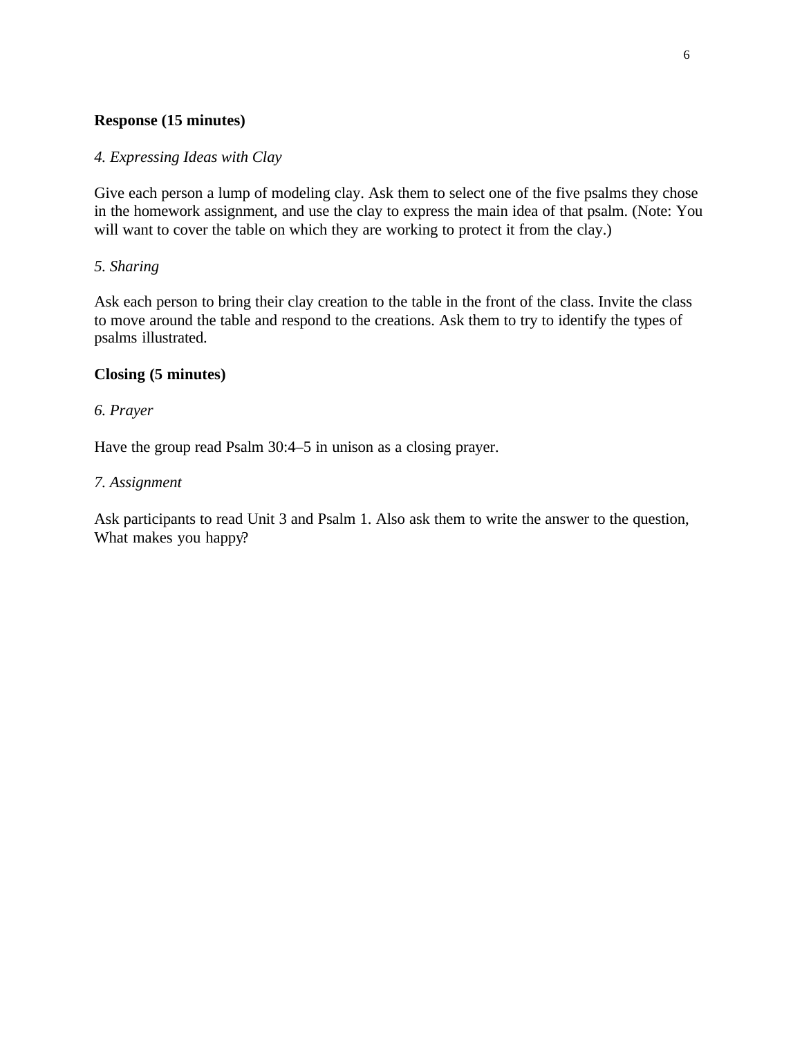**Response (15 minutes)**

*4. Expressing Ideas with Clay*

Give each person a lump of modeling clay. Ask them to select one of the five psalms they chose in the homework assignment, and use the clay to express the main idea of that psalm. (Note: You will want to cover the table on which they are working to protect it from the clay.)

*5. Sharing*

Ask each person to bring their clay creation to the table in the front of the class. Invite the class to move around the table and respond to the creations. Ask them to try to identify the types of psalms illustrated.

**Closing (5 minutes)**

*6. Prayer*

Have the group read Psalm 30:4–5 in unison as a closing prayer.

*7. Assignment*

Ask participants to read Unit 3 and Psalm 1. Also ask them to write the answer to the question, What makes you happy?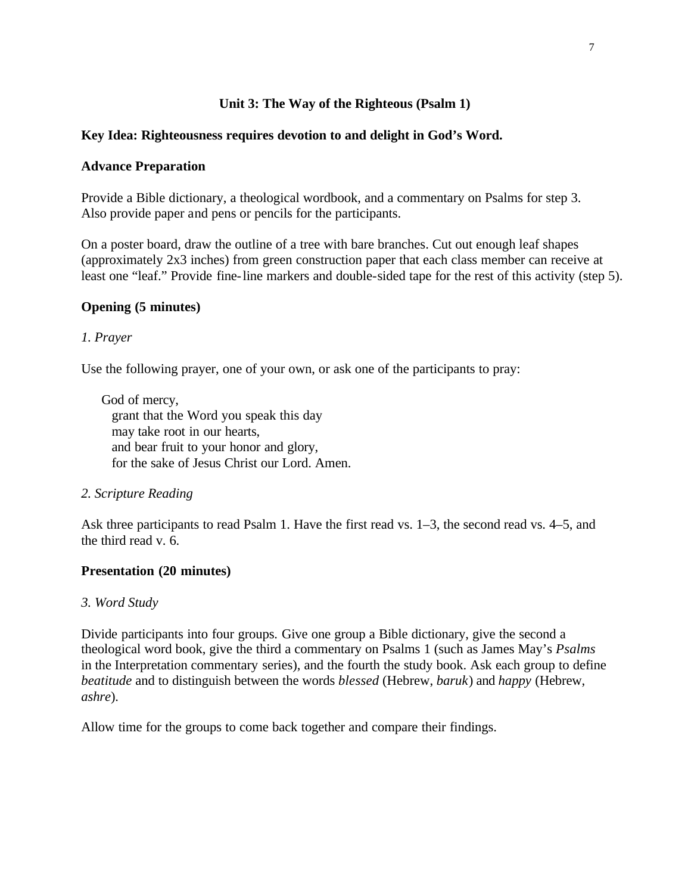## Unit 3: The Way of the Righteous (Psalm 1)

**Key Idea: Righteousness requires devotion to and delight in God's Word.**

**Advance Preparation**

Provide a Bible dictionary, a theological wordbook, and a commentary on Psalms for step 3. Also provide paper and pens or pencils for the participants.

On a poster board, draw the outline of a tree with bare branches. Cut out enough leaf shapes (approximately 2x3 inches) from green construction paper that each class member can receive at least one "leaf." Provide fine-line markers and double-sided tape for the rest of this activity (step 5).

**Opening (5 minutes)**

*1. Prayer*

Use the following prayer, one of your own, or ask one of the participants to pray:

> God of mercy,
> grant that the Word you speak this day
> may take root in our hearts,
> and bear fruit to your honor and glory,
> for the sake of Jesus Christ our Lord. Amen.

*2. Scripture Reading*

Ask three participants to read Psalm 1. Have the first read vs. 1–3, the second read vs. 4–5, and the third read v. 6.

**Presentation (20 minutes)**

*3. Word Study*

Divide participants into four groups. Give one group a Bible dictionary, give the second a theological word book, give the third a commentary on Psalms 1 (such as James May's *Psalms* in the Interpretation commentary series), and the fourth the study book. Ask each group to define *beatitude* and to distinguish between the words *blessed* (Hebrew, *baruk*) and *happy* (Hebrew, *ashre*).

Allow time for the groups to come back together and compare their findings.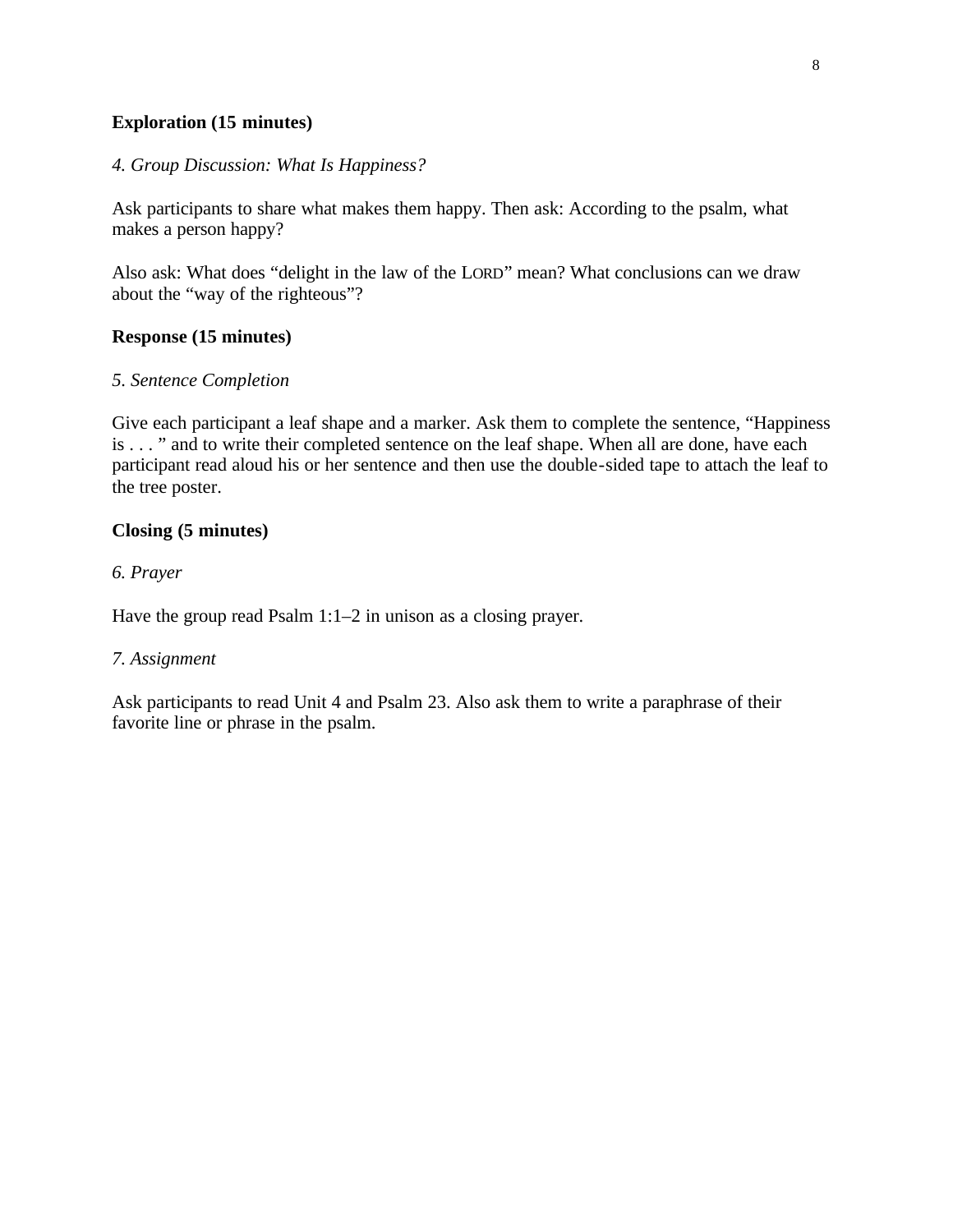**Exploration (15 minutes)**

*4. Group Discussion: What Is Happiness?*

Ask participants to share what makes them happy. Then ask: According to the psalm, what makes a person happy?

Also ask: What does "delight in the law of the LORD" mean? What conclusions can we draw about the "way of the righteous"?

**Response (15 minutes)**

*5. Sentence Completion*

Give each participant a leaf shape and a marker. Ask them to complete the sentence, "Happiness is . . . " and to write their completed sentence on the leaf shape. When all are done, have each participant read aloud his or her sentence and then use the double-sided tape to attach the leaf to the tree poster.

**Closing (5 minutes)**

*6. Prayer*

Have the group read Psalm 1:1–2 in unison as a closing prayer.

*7. Assignment*

Ask participants to read Unit 4 and Psalm 23. Also ask them to write a paraphrase of their favorite line or phrase in the psalm.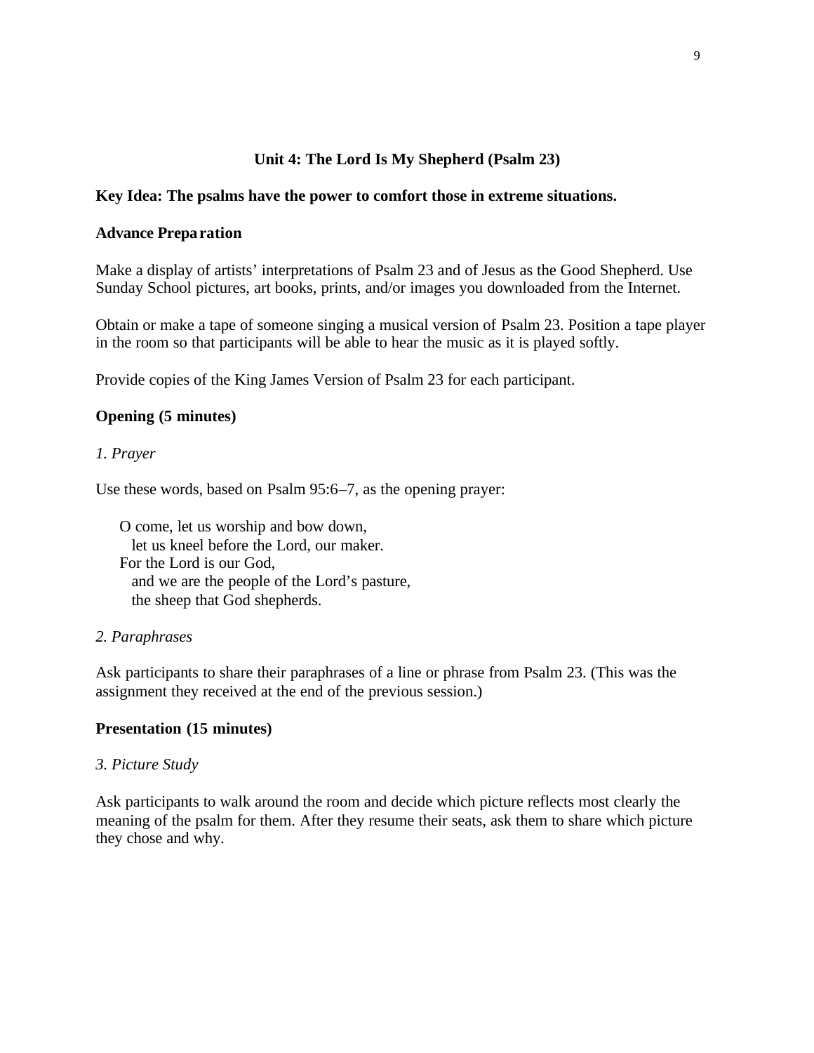## Unit 4: The Lord Is My Shepherd (Psalm 23)

**Key Idea: The psalms have the power to comfort those in extreme situations.**

### Advance Preparation

Make a display of artists' interpretations of Psalm 23 and of Jesus as the Good Shepherd. Use Sunday School pictures, art books, prints, and/or images you downloaded from the Internet.

Obtain or make a tape of someone singing a musical version of Psalm 23. Position a tape player in the room so that participants will be able to hear the music as it is played softly.

Provide copies of the King James Version of Psalm 23 for each participant.

### Opening (5 minutes)

*1. Prayer*

Use these words, based on Psalm 95:6–7, as the opening prayer:

> O come, let us worship and bow down,
> let us kneel before the Lord, our maker.
> For the Lord is our God,
> and we are the people of the Lord's pasture,
> the sheep that God shepherds.

*2. Paraphrases*

Ask participants to share their paraphrases of a line or phrase from Psalm 23. (This was the assignment they received at the end of the previous session.)

### Presentation (15 minutes)

*3. Picture Study*

Ask participants to walk around the room and decide which picture reflects most clearly the meaning of the psalm for them. After they resume their seats, ask them to share which picture they chose and why.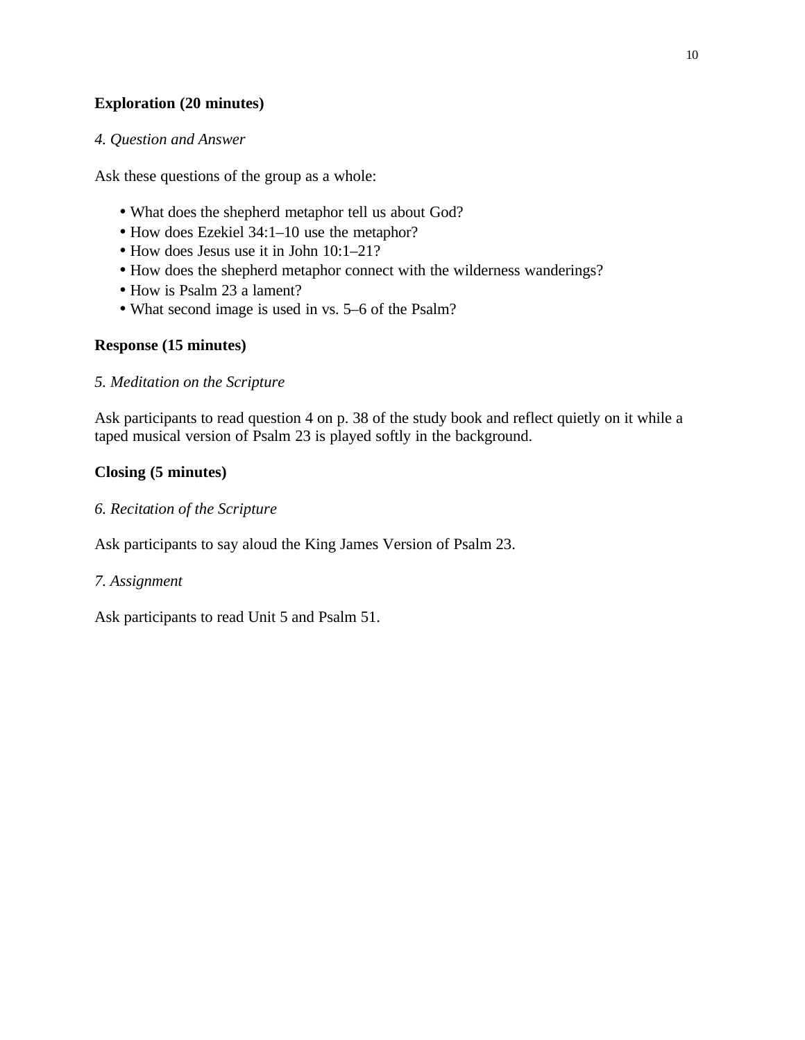**Exploration (20 minutes)**

*4. Question and Answer*

Ask these questions of the group as a whole:

- What does the shepherd metaphor tell us about God?
- How does Ezekiel 34:1–10 use the metaphor?
- How does Jesus use it in John 10:1–21?
- How does the shepherd metaphor connect with the wilderness wanderings?
- How is Psalm 23 a lament?
- What second image is used in vs. 5–6 of the Psalm?

**Response (15 minutes)**

*5. Meditation on the Scripture*

Ask participants to read question 4 on p. 38 of the study book and reflect quietly on it while a taped musical version of Psalm 23 is played softly in the background.

**Closing (5 minutes)**

*6. Recitation of the Scripture*

Ask participants to say aloud the King James Version of Psalm 23.

*7. Assignment*

Ask participants to read Unit 5 and Psalm 51.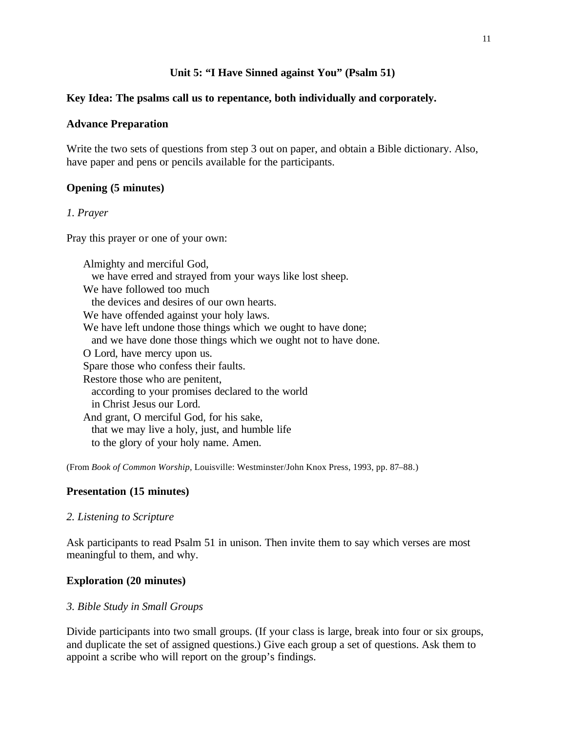## Unit 5: "I Have Sinned against You" (Psalm 51)

**Key Idea: The psalms call us to repentance, both individually and corporately.**

### Advance Preparation

Write the two sets of questions from step 3 out on paper, and obtain a Bible dictionary. Also, have paper and pens or pencils available for the participants.

### Opening (5 minutes)

*1. Prayer*

Pray this prayer or one of your own:

> Almighty and merciful God,
> we have erred and strayed from your ways like lost sheep.
> We have followed too much
> the devices and desires of our own hearts.
> We have offended against your holy laws.
> We have left undone those things which we ought to have done;
> and we have done those things which we ought not to have done.
> O Lord, have mercy upon us.
> Spare those who confess their faults.
> Restore those who are penitent,
> according to your promises declared to the world
> in Christ Jesus our Lord.
> And grant, O merciful God, for his sake,
> that we may live a holy, just, and humble life
> to the glory of your holy name. Amen.

(From *Book of Common Worship*, Louisville: Westminster/John Knox Press, 1993, pp. 87–88.)

### Presentation (15 minutes)

*2. Listening to Scripture*

Ask participants to read Psalm 51 in unison. Then invite them to say which verses are most meaningful to them, and why.

### Exploration (20 minutes)

*3. Bible Study in Small Groups*

Divide participants into two small groups. (If your class is large, break into four or six groups, and duplicate the set of assigned questions.) Give each group a set of questions. Ask them to appoint a scribe who will report on the group's findings.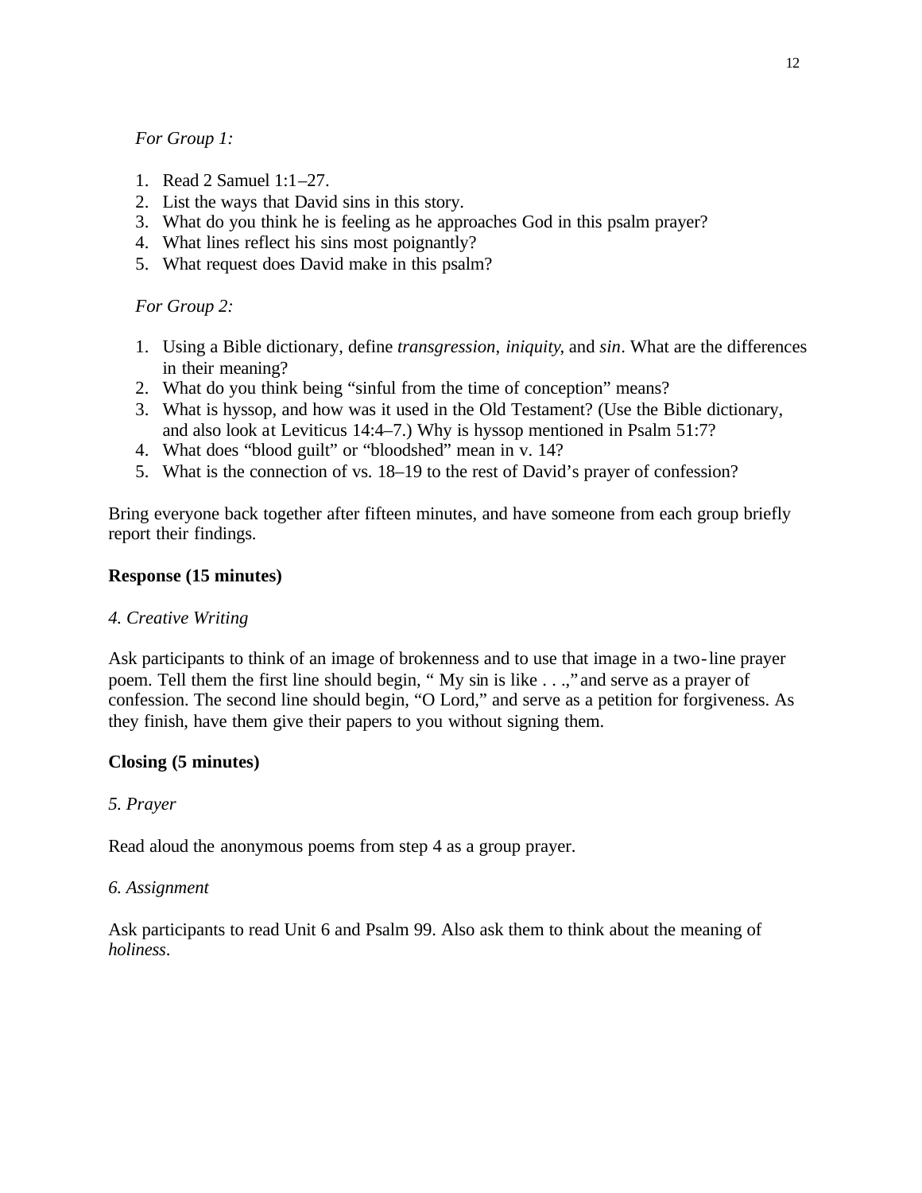*For Group 1:*

1. Read 2 Samuel 1:1–27.
2. List the ways that David sins in this story.
3. What do you think he is feeling as he approaches God in this psalm prayer?
4. What lines reflect his sins most poignantly?
5. What request does David make in this psalm?

*For Group 2:*

1. Using a Bible dictionary, define *transgression*, *iniquity*, and *sin*. What are the differences in their meaning?
2. What do you think being "sinful from the time of conception" means?
3. What is hyssop, and how was it used in the Old Testament? (Use the Bible dictionary, and also look at Leviticus 14:4–7.) Why is hyssop mentioned in Psalm 51:7?
4. What does "blood guilt" or "bloodshed" mean in v. 14?
5. What is the connection of vs. 18–19 to the rest of David's prayer of confession?

Bring everyone back together after fifteen minutes, and have someone from each group briefly report their findings.

**Response (15 minutes)**

*4. Creative Writing*

Ask participants to think of an image of brokenness and to use that image in a two-line prayer poem. Tell them the first line should begin, " My sin is like . . .," and serve as a prayer of confession. The second line should begin, "O Lord," and serve as a petition for forgiveness. As they finish, have them give their papers to you without signing them.

**Closing (5 minutes)**

*5. Prayer*

Read aloud the anonymous poems from step 4 as a group prayer.

*6. Assignment*

Ask participants to read Unit 6 and Psalm 99. Also ask them to think about the meaning of *holiness*.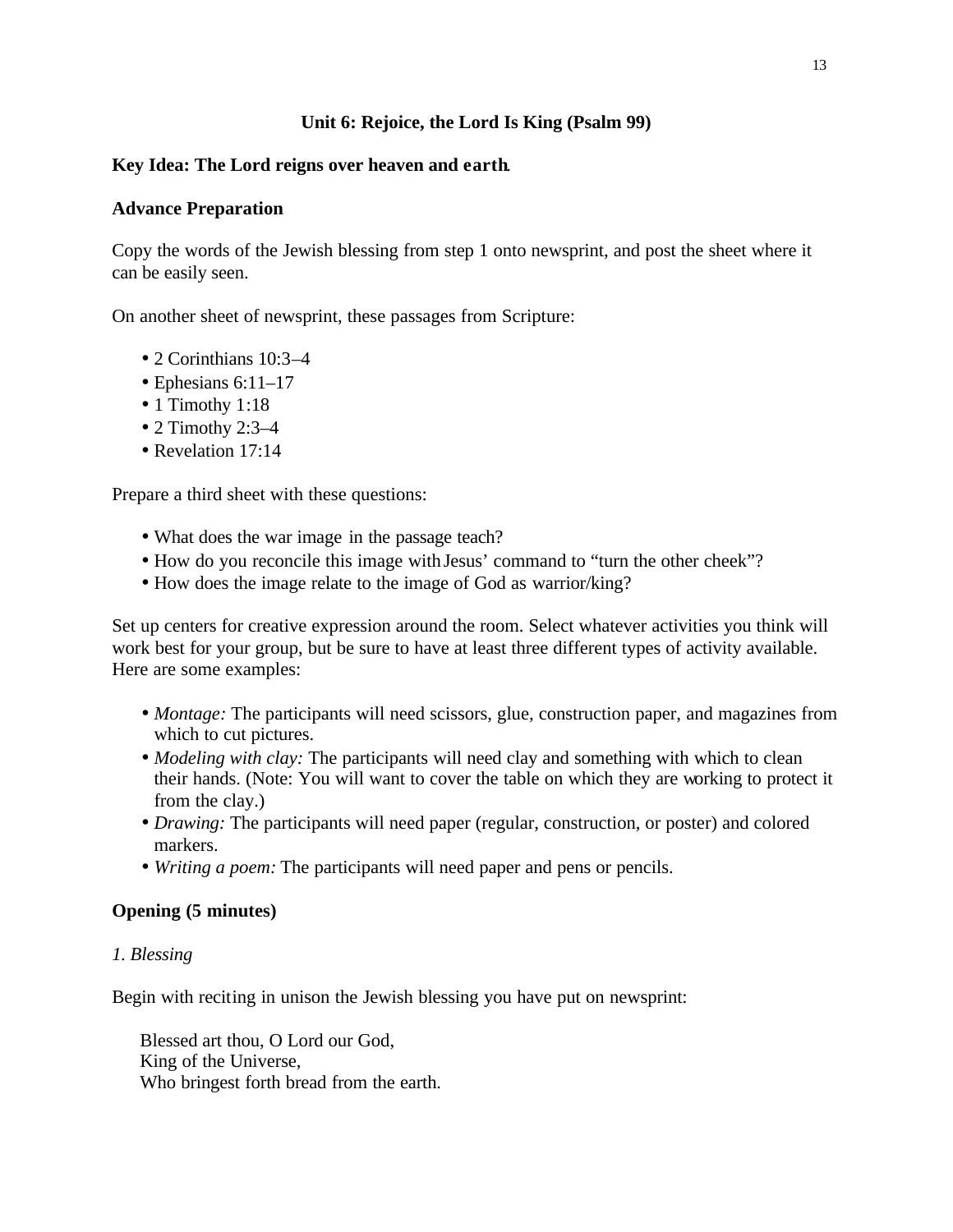## Unit 6: Rejoice, the Lord Is King (Psalm 99)

**Key Idea: The Lord reigns over heaven and earth.**

**Advance Preparation**

Copy the words of the Jewish blessing from step 1 onto newsprint, and post the sheet where it can be easily seen.

On another sheet of newsprint, these passages from Scripture:

- 2 Corinthians 10:3–4
- Ephesians 6:11–17
- 1 Timothy 1:18
- 2 Timothy 2:3–4
- Revelation 17:14

Prepare a third sheet with these questions:

- What does the war image in the passage teach?
- How do you reconcile this image with Jesus' command to "turn the other cheek"?
- How does the image relate to the image of God as warrior/king?

Set up centers for creative expression around the room. Select whatever activities you think will work best for your group, but be sure to have at least three different types of activity available. Here are some examples:

- *Montage:* The participants will need scissors, glue, construction paper, and magazines from which to cut pictures.
- *Modeling with clay:* The participants will need clay and something with which to clean their hands. (Note: You will want to cover the table on which they are working to protect it from the clay.)
- *Drawing:* The participants will need paper (regular, construction, or poster) and colored markers.
- *Writing a poem:* The participants will need paper and pens or pencils.

**Opening (5 minutes)**

*1. Blessing*

Begin with reciting in unison the Jewish blessing you have put on newsprint:

> Blessed art thou, O Lord our God,  
> King of the Universe,  
> Who bringest forth bread from the earth.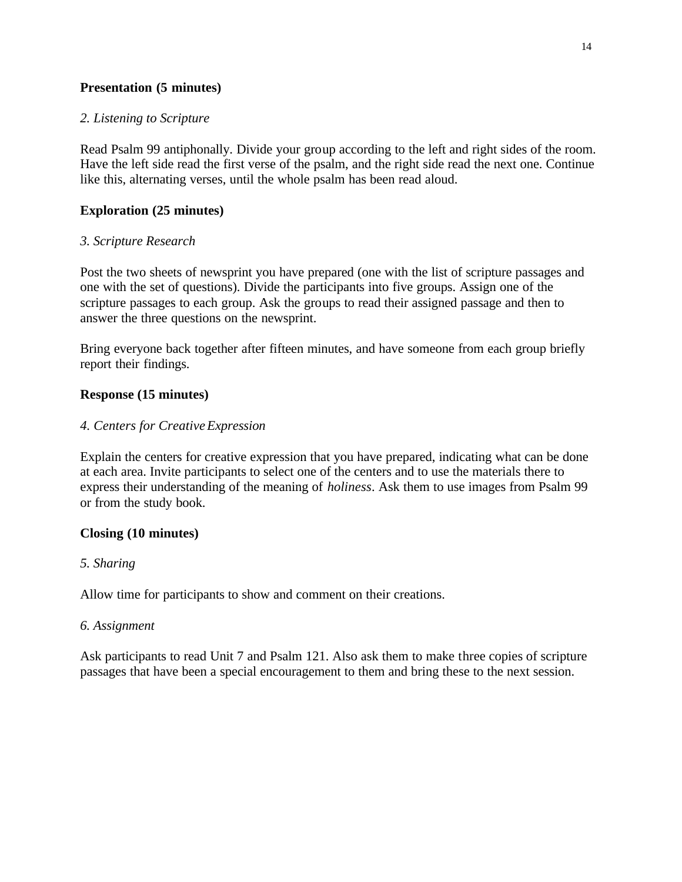**Presentation (5 minutes)**

*2. Listening to Scripture*

Read Psalm 99 antiphonally. Divide your group according to the left and right sides of the room. Have the left side read the first verse of the psalm, and the right side read the next one. Continue like this, alternating verses, until the whole psalm has been read aloud.

**Exploration (25 minutes)**

*3. Scripture Research*

Post the two sheets of newsprint you have prepared (one with the list of scripture passages and one with the set of questions). Divide the participants into five groups. Assign one of the scripture passages to each group. Ask the groups to read their assigned passage and then to answer the three questions on the newsprint.

Bring everyone back together after fifteen minutes, and have someone from each group briefly report their findings.

**Response (15 minutes)**

*4. Centers for Creative Expression*

Explain the centers for creative expression that you have prepared, indicating what can be done at each area. Invite participants to select one of the centers and to use the materials there to express their understanding of the meaning of *holiness*. Ask them to use images from Psalm 99 or from the study book.

**Closing (10 minutes)**

*5. Sharing*

Allow time for participants to show and comment on their creations.

*6. Assignment*

Ask participants to read Unit 7 and Psalm 121. Also ask them to make three copies of scripture passages that have been a special encouragement to them and bring these to the next session.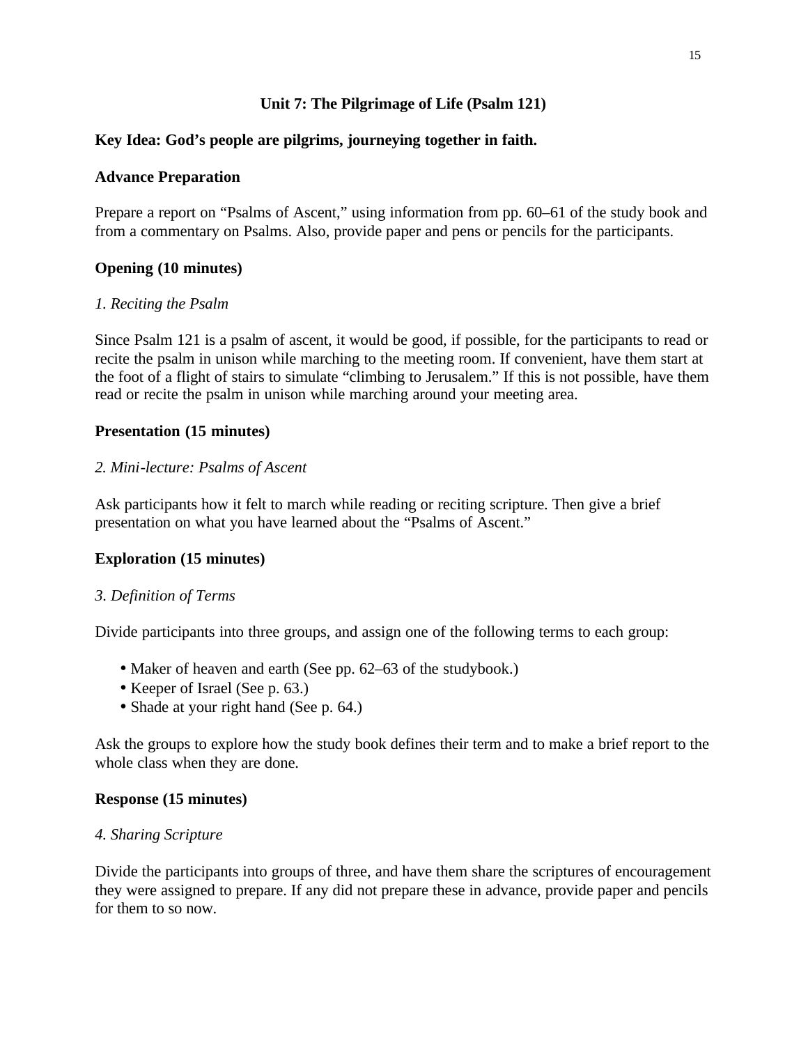## Unit 7: The Pilgrimage of Life (Psalm 121)

**Key Idea: God's people are pilgrims, journeying together in faith.**

**Advance Preparation**

Prepare a report on "Psalms of Ascent," using information from pp. 60–61 of the study book and from a commentary on Psalms. Also, provide paper and pens or pencils for the participants.

**Opening (10 minutes)**

*1. Reciting the Psalm*

Since Psalm 121 is a psalm of ascent, it would be good, if possible, for the participants to read or recite the psalm in unison while marching to the meeting room. If convenient, have them start at the foot of a flight of stairs to simulate "climbing to Jerusalem." If this is not possible, have them read or recite the psalm in unison while marching around your meeting area.

**Presentation (15 minutes)**

*2. Mini-lecture: Psalms of Ascent*

Ask participants how it felt to march while reading or reciting scripture. Then give a brief presentation on what you have learned about the "Psalms of Ascent."

**Exploration (15 minutes)**

*3. Definition of Terms*

Divide participants into three groups, and assign one of the following terms to each group:

- Maker of heaven and earth (See pp. 62–63 of the studybook.)
- Keeper of Israel (See p. 63.)
- Shade at your right hand (See p. 64.)

Ask the groups to explore how the study book defines their term and to make a brief report to the whole class when they are done.

**Response (15 minutes)**

*4. Sharing Scripture*

Divide the participants into groups of three, and have them share the scriptures of encouragement they were assigned to prepare. If any did not prepare these in advance, provide paper and pencils for them to so now.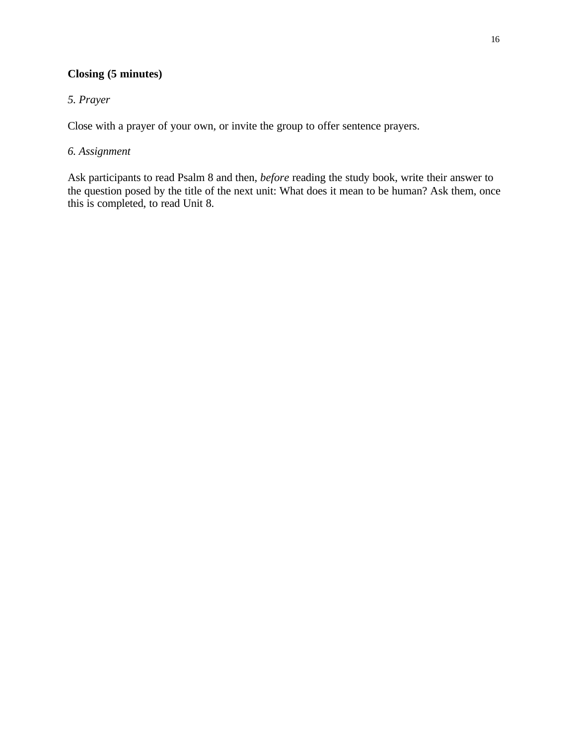**Closing (5 minutes)**

*5. Prayer*

Close with a prayer of your own, or invite the group to offer sentence prayers.

*6. Assignment*

Ask participants to read Psalm 8 and then, *before* reading the study book, write their answer to the question posed by the title of the next unit: What does it mean to be human? Ask them, once this is completed, to read Unit 8.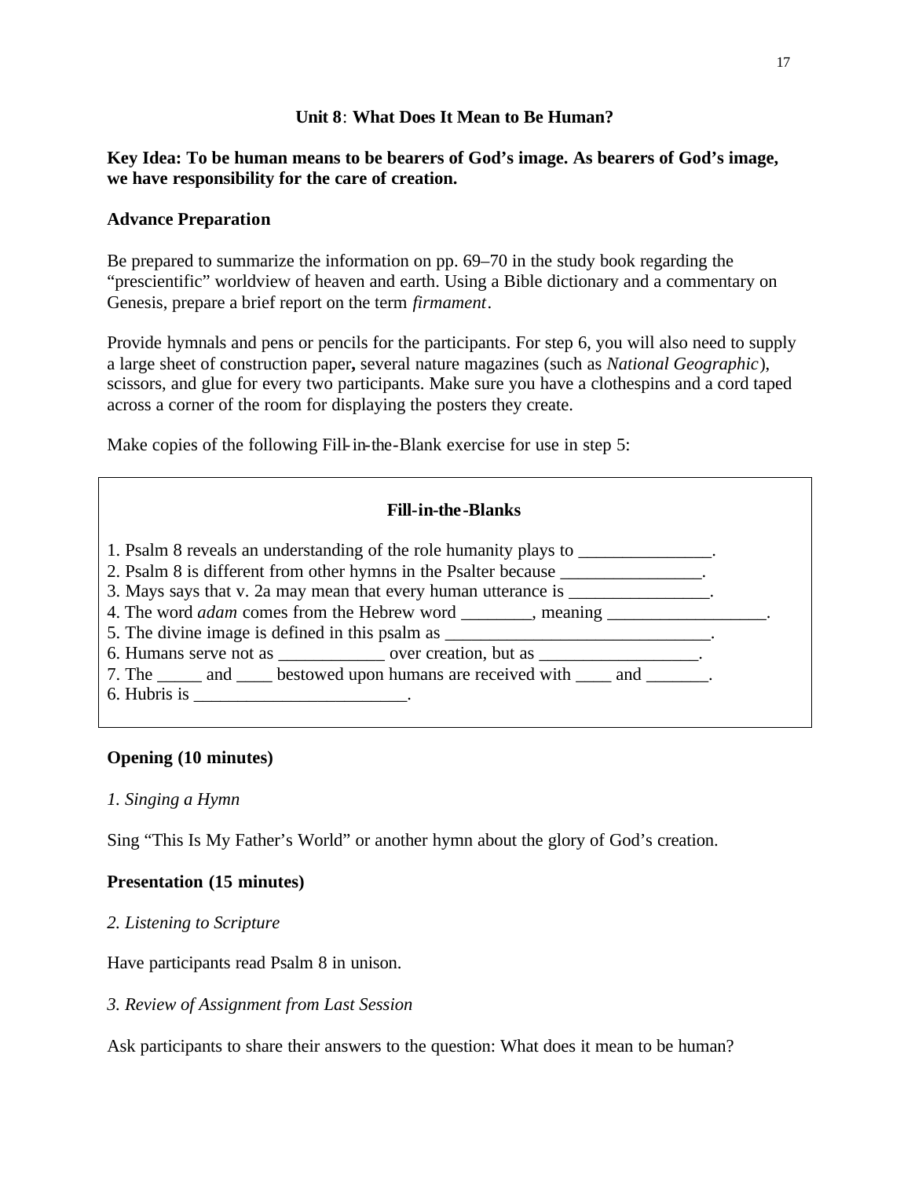### Unit 8: What Does It Mean to Be Human?

**Key Idea: To be human means to be bearers of God's image. As bearers of God's image, we have responsibility for the care of creation.**

**Advance Preparation**

Be prepared to summarize the information on pp. 69–70 in the study book regarding the "prescientific" worldview of heaven and earth. Using a Bible dictionary and a commentary on Genesis, prepare a brief report on the term *firmament*.

Provide hymnals and pens or pencils for the participants. For step 6, you will also need to supply a large sheet of construction paper**,** several nature magazines (such as *National Geographic*), scissors, and glue for every two participants. Make sure you have a clothespins and a cord taped across a corner of the room for displaying the posters they create.

Make copies of the following Fill-in-the-Blank exercise for use in step 5:

**Fill-in-the-Blanks**

1. Psalm 8 reveals an understanding of the role humanity plays to _______________.
2. Psalm 8 is different from other hymns in the Psalter because ________________.
3. Mays says that v. 2a may mean that every human utterance is ________________.
4. The word *adam* comes from the Hebrew word ________, meaning __________________.
5. The divine image is defined in this psalm as ______________________________.
6. Humans serve not as ____________ over creation, but as __________________.
7. The _____ and ____ bestowed upon humans are received with ____ and _______.
6. Hubris is ________________________.

**Opening (10 minutes)**

*1. Singing a Hymn*

Sing "This Is My Father's World" or another hymn about the glory of God's creation.

**Presentation (15 minutes)**

*2. Listening to Scripture*

Have participants read Psalm 8 in unison.

*3. Review of Assignment from Last Session*

Ask participants to share their answers to the question: What does it mean to be human?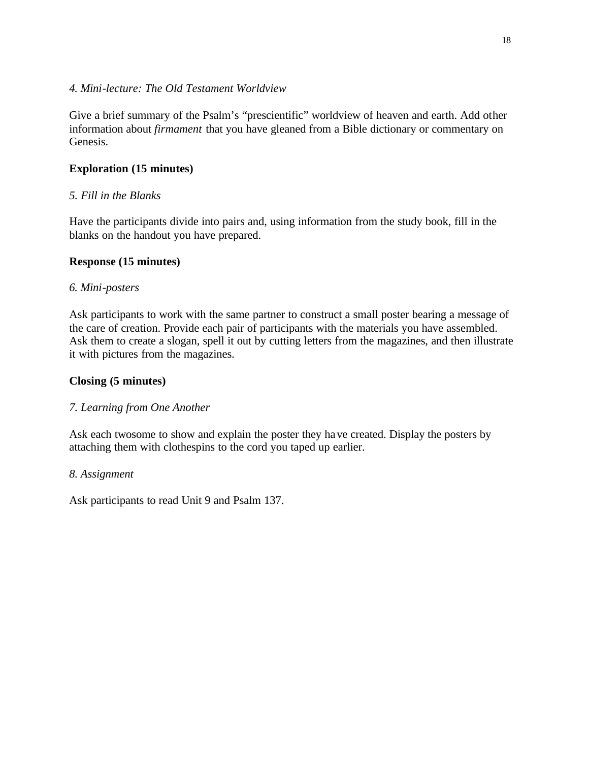*4. Mini-lecture: The Old Testament Worldview*

Give a brief summary of the Psalm's "prescientific" worldview of heaven and earth. Add other information about *firmament* that you have gleaned from a Bible dictionary or commentary on Genesis.

**Exploration (15 minutes)**

*5. Fill in the Blanks*

Have the participants divide into pairs and, using information from the study book, fill in the blanks on the handout you have prepared.

**Response (15 minutes)**

*6. Mini-posters*

Ask participants to work with the same partner to construct a small poster bearing a message of the care of creation. Provide each pair of participants with the materials you have assembled. Ask them to create a slogan, spell it out by cutting letters from the magazines, and then illustrate it with pictures from the magazines.

**Closing (5 minutes)**

*7. Learning from One Another*

Ask each twosome to show and explain the poster they have created. Display the posters by attaching them with clothespins to the cord you taped up earlier.

*8. Assignment*

Ask participants to read Unit 9 and Psalm 137.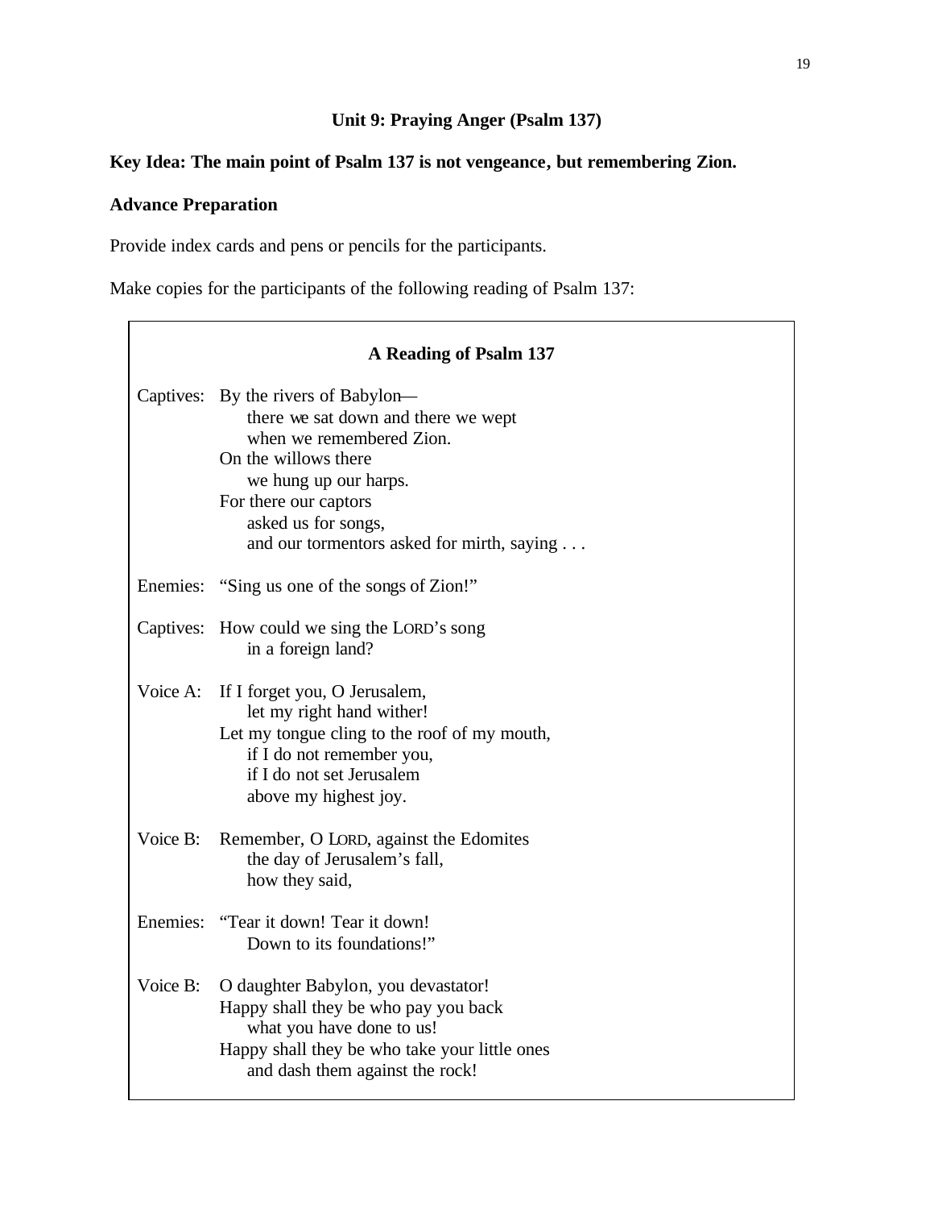## Unit 9: Praying Anger (Psalm 137)

**Key Idea: The main point of Psalm 137 is not vengeance, but remembering Zion.**

**Advance Preparation**

Provide index cards and pens or pencils for the participants.

Make copies for the participants of the following reading of Psalm 137:

**A Reading of Psalm 137**

Captives: By the rivers of Babylon—  
    there we sat down and there we wept  
    when we remembered Zion.  
  On the willows there  
    we hung up our harps.  
  For there our captors  
    asked us for songs,  
    and our tormentors asked for mirth, saying . . .

Enemies: "Sing us one of the songs of Zion!"

Captives: How could we sing the LORD's song  
    in a foreign land?

Voice A: If I forget you, O Jerusalem,  
    let my right hand wither!  
  Let my tongue cling to the roof of my mouth,  
    if I do not remember you,  
    if I do not set Jerusalem  
    above my highest joy.

Voice B: Remember, O LORD, against the Edomites  
    the day of Jerusalem's fall,  
    how they said,

Enemies: "Tear it down! Tear it down!  
    Down to its foundations!"

Voice B: O daughter Babylon, you devastator!  
  Happy shall they be who pay you back  
    what you have done to us!  
  Happy shall they be who take your little ones  
    and dash them against the rock!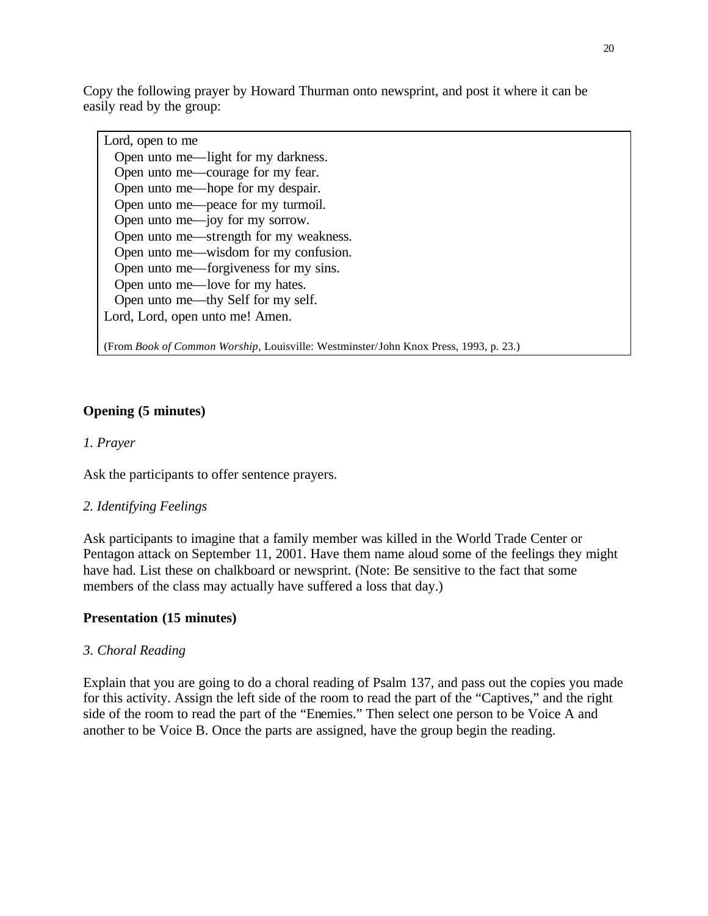Copy the following prayer by Howard Thurman onto newsprint, and post it where it can be easily read by the group:

> Lord, open to me
>   Open unto me—light for my darkness.
>   Open unto me—courage for my fear.
>   Open unto me—hope for my despair.
>   Open unto me—peace for my turmoil.
>   Open unto me—joy for my sorrow.
>   Open unto me—strength for my weakness.
>   Open unto me—wisdom for my confusion.
>   Open unto me—forgiveness for my sins.
>   Open unto me—love for my hates.
>   Open unto me—thy Self for my self.
> Lord, Lord, open unto me! Amen.
>
> (From *Book of Common Worship*, Louisville: Westminster/John Knox Press, 1993, p. 23.)

**Opening (5 minutes)**

*1. Prayer*

Ask the participants to offer sentence prayers.

*2. Identifying Feelings*

Ask participants to imagine that a family member was killed in the World Trade Center or Pentagon attack on September 11, 2001. Have them name aloud some of the feelings they might have had. List these on chalkboard or newsprint. (Note: Be sensitive to the fact that some members of the class may actually have suffered a loss that day.)

**Presentation (15 minutes)**

*3. Choral Reading*

Explain that you are going to do a choral reading of Psalm 137, and pass out the copies you made for this activity. Assign the left side of the room to read the part of the "Captives," and the right side of the room to read the part of the "Enemies." Then select one person to be Voice A and another to be Voice B. Once the parts are assigned, have the group begin the reading.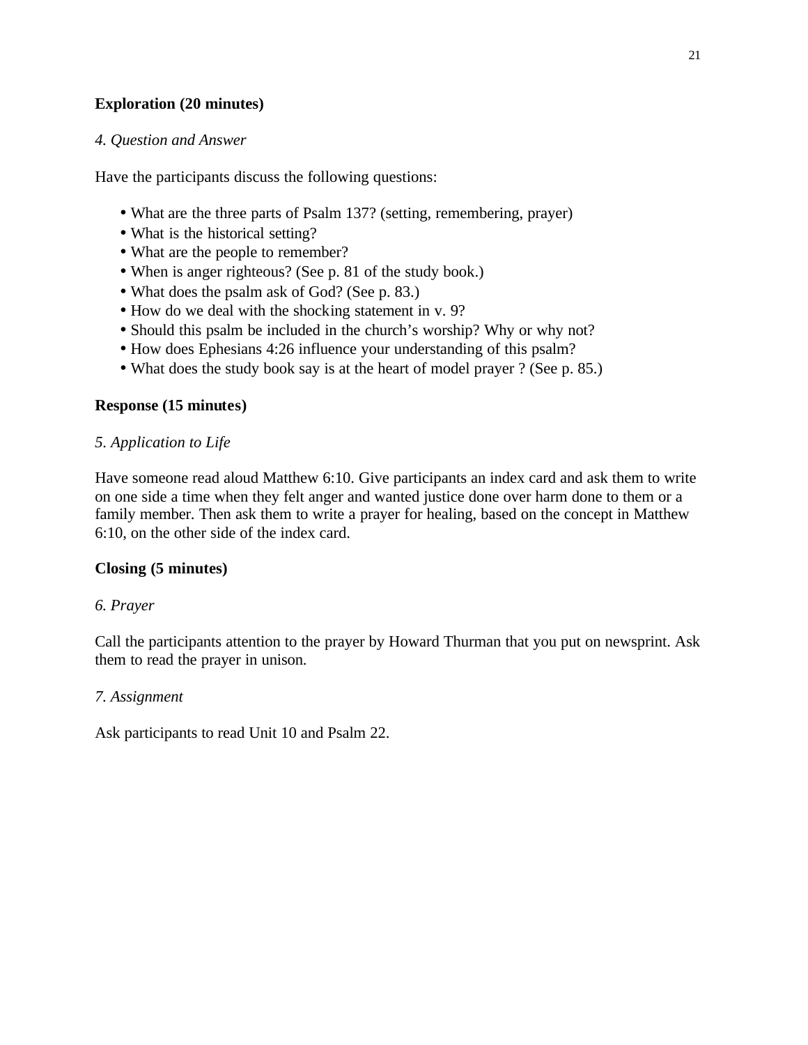**Exploration (20 minutes)**

*4. Question and Answer*

Have the participants discuss the following questions:

- What are the three parts of Psalm 137? (setting, remembering, prayer)
- What is the historical setting?
- What are the people to remember?
- When is anger righteous? (See p. 81 of the study book.)
- What does the psalm ask of God? (See p. 83.)
- How do we deal with the shocking statement in v. 9?
- Should this psalm be included in the church's worship? Why or why not?
- How does Ephesians 4:26 influence your understanding of this psalm?
- What does the study book say is at the heart of model prayer ? (See p. 85.)

**Response (15 minutes)**

*5. Application to Life*

Have someone read aloud Matthew 6:10. Give participants an index card and ask them to write on one side a time when they felt anger and wanted justice done over harm done to them or a family member. Then ask them to write a prayer for healing, based on the concept in Matthew 6:10, on the other side of the index card.

**Closing (5 minutes)**

*6. Prayer*

Call the participants attention to the prayer by Howard Thurman that you put on newsprint. Ask them to read the prayer in unison.

*7. Assignment*

Ask participants to read Unit 10 and Psalm 22.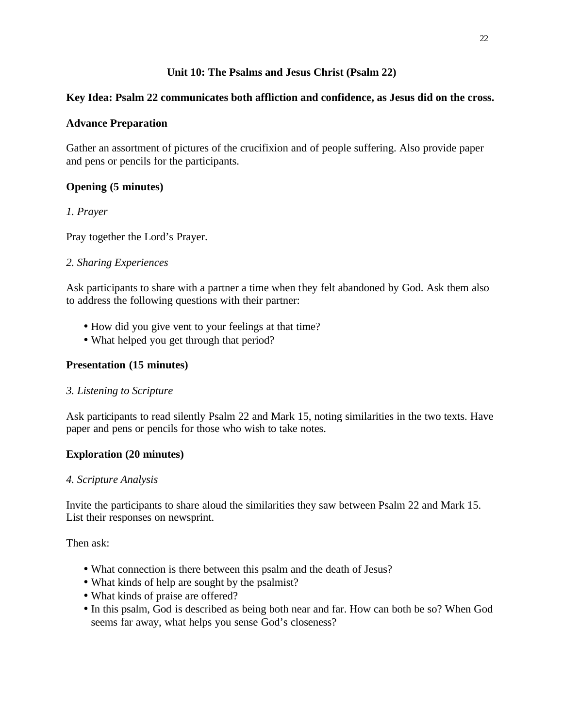## Unit 10: The Psalms and Jesus Christ (Psalm 22)

**Key Idea: Psalm 22 communicates both affliction and confidence, as Jesus did on the cross.**

**Advance Preparation**

Gather an assortment of pictures of the crucifixion and of people suffering. Also provide paper and pens or pencils for the participants.

**Opening (5 minutes)**

*1. Prayer*

Pray together the Lord's Prayer.

*2. Sharing Experiences*

Ask participants to share with a partner a time when they felt abandoned by God. Ask them also to address the following questions with their partner:

- How did you give vent to your feelings at that time?
- What helped you get through that period?

**Presentation (15 minutes)**

*3. Listening to Scripture*

Ask participants to read silently Psalm 22 and Mark 15, noting similarities in the two texts. Have paper and pens or pencils for those who wish to take notes.

**Exploration (20 minutes)**

*4. Scripture Analysis*

Invite the participants to share aloud the similarities they saw between Psalm 22 and Mark 15. List their responses on newsprint.

Then ask:

- What connection is there between this psalm and the death of Jesus?
- What kinds of help are sought by the psalmist?
- What kinds of praise are offered?
- In this psalm, God is described as being both near and far. How can both be so? When God seems far away, what helps you sense God's closeness?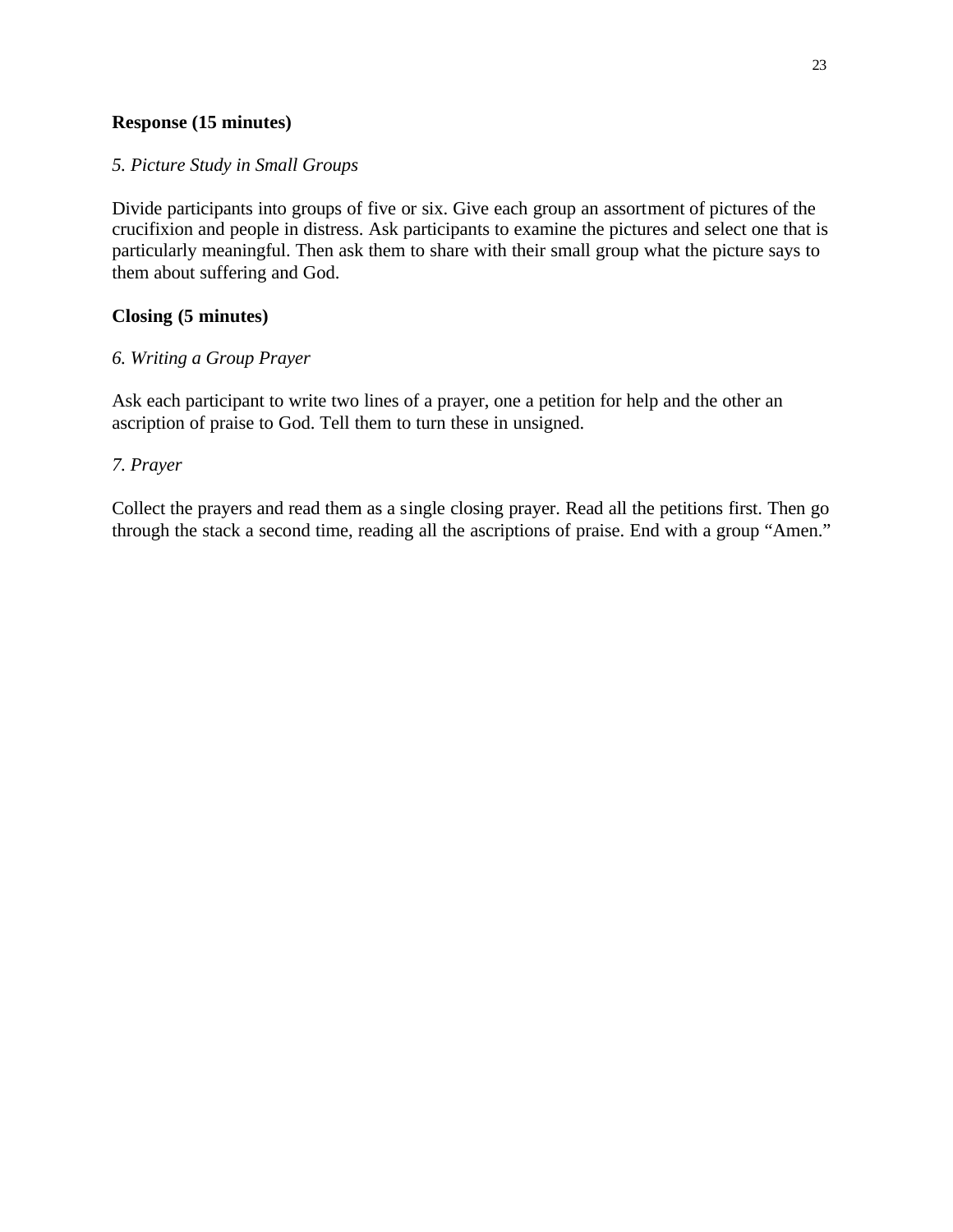**Response (15 minutes)**

*5. Picture Study in Small Groups*

Divide participants into groups of five or six. Give each group an assortment of pictures of the crucifixion and people in distress. Ask participants to examine the pictures and select one that is particularly meaningful. Then ask them to share with their small group what the picture says to them about suffering and God.

**Closing (5 minutes)**

*6. Writing a Group Prayer*

Ask each participant to write two lines of a prayer, one a petition for help and the other an ascription of praise to God. Tell them to turn these in unsigned.

*7. Prayer*

Collect the prayers and read them as a single closing prayer. Read all the petitions first. Then go through the stack a second time, reading all the ascriptions of praise. End with a group “Amen.”